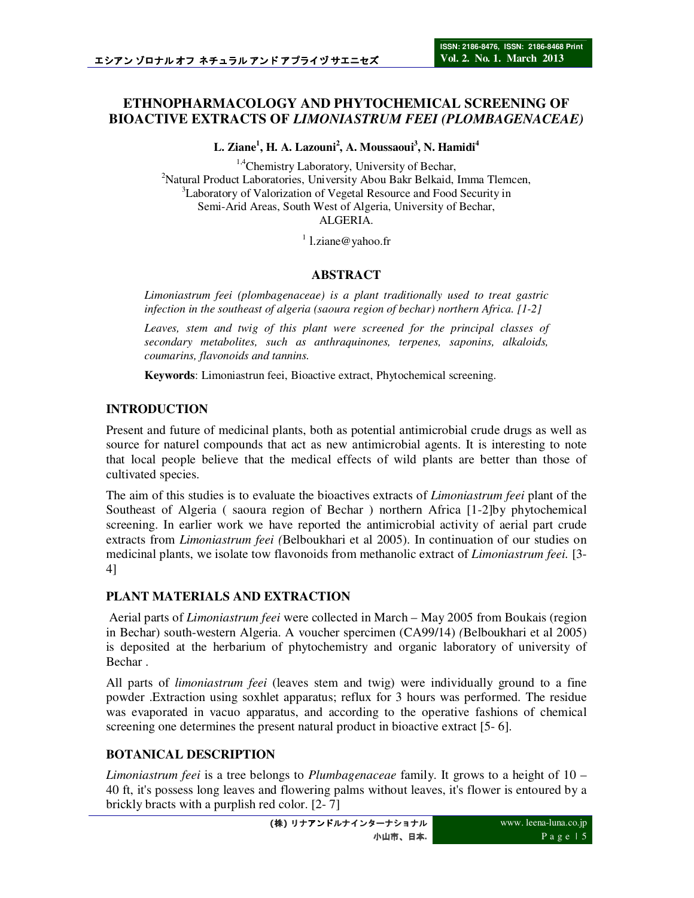# ETHNOPHARMACOLOGY AND PHYTOCHEMICAL SCREENING OF BIOACTIVE EXTRACTS OF *LIMONIASTRUM FEEI (PLOMBAGENACEAE)*

**L. Ziane[1], H. A. Lazouni[2], A. Moussaoui[3], N. Hamidi[4]**

[1,4]Chemistry Laboratory, University of Bechar,
[2]Natural Product Laboratories, University Abou Bakr Belkaid, Imma Tlemcen,
[3]Laboratory of Valorization of Vegetal Resource and Food Security in Semi-Arid Areas, South West of Algeria, University of Bechar,
ALGERIA.

[1] l.ziane@yahoo.fr

## ABSTRACT

*Limoniastrum feei (plombagenaceae) is a plant traditionally used to treat gastric infection in the southeast of algeria (saoura region of bechar) northern Africa. [1-2]*

*Leaves, stem and twig of this plant were screened for the principal classes of secondary metabolites, such as anthraquinones, terpenes, saponins, alkaloids, coumarins, flavonoids and tannins.*

**Keywords**: Limoniastrun feei, Bioactive extract, Phytochemical screening.

## INTRODUCTION

Present and future of medicinal plants, both as potential antimicrobial crude drugs as well as source for naturel compounds that act as new antimicrobial agents. It is interesting to note that local people believe that the medical effects of wild plants are better than those of cultivated species.

The aim of this studies is to evaluate the bioactives extracts of *Limoniastrum feei* plant of the Southeast of Algeria ( saoura region of Bechar ) northern Africa [1-2]by phytochemical screening. In earlier work we have reported the antimicrobial activity of aerial part crude extracts from *Limoniastrum feei (*Belboukhari et al 2005). In continuation of our studies on medicinal plants, we isolate tow flavonoids from methanolic extract of *Limoniastrum feei.* [3-4]

## PLANT MATERIALS AND EXTRACTION

Aerial parts of *Limoniastrum feei* were collected in March – May 2005 from Boukais (region in Bechar) south-western Algeria. A voucher spercimen (CA99/14) *(*Belboukhari et al 2005) is deposited at the herbarium of phytochemistry and organic laboratory of university of Bechar .

All parts of *limoniastrum feei* (leaves stem and twig) were individually ground to a fine powder .Extraction using soxhlet apparatus; reflux for 3 hours was performed. The residue was evaporated in vacuo apparatus, and according to the operative fashions of chemical screening one determines the present natural product in bioactive extract [5- 6].

## BOTANICAL DESCRIPTION

*Limoniastrum feei* is a tree belongs to *Plumbagenaceae* family. It grows to a height of 10 – 40 ft, it's possess long leaves and flowering palms without leaves, it's flower is entoured by a brickly bracts with a purplish red color. [2- 7]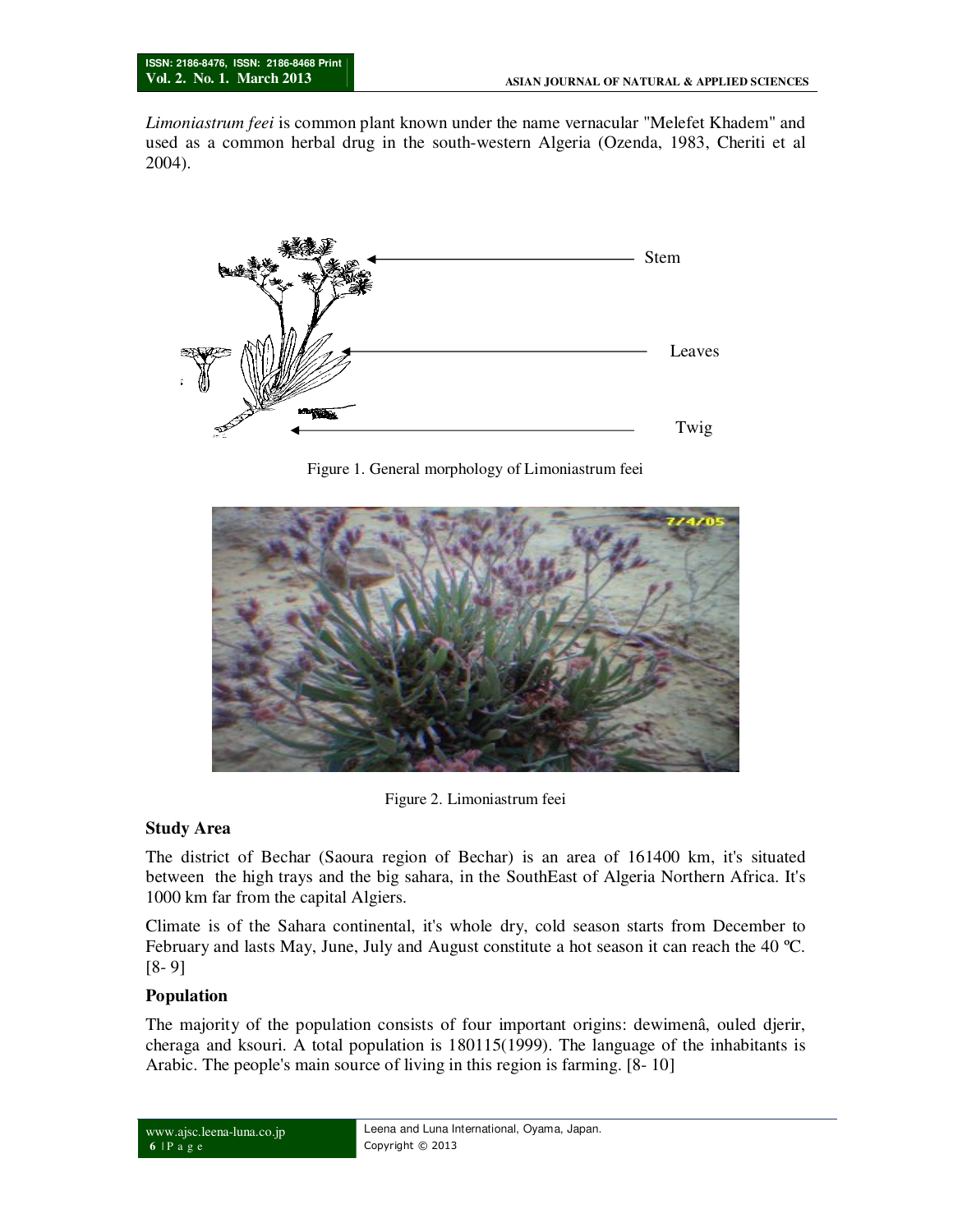*Limoniastrum feei* is common plant known under the name vernacular "Melefet Khadem" and used as a common herbal drug in the south-western Algeria (Ozenda, 1983, Cheriti et al 2004).

Figure 1. General morphology of Limoniastrum feei

Figure 2. Limoniastrum feei

### Study Area

The district of Bechar (Saoura region of Bechar) is an area of 161400 km, it's situated between the high trays and the big sahara, in the SouthEast of Algeria Northern Africa. It's 1000 km far from the capital Algiers.

Climate is of the Sahara continental, it's whole dry, cold season starts from December to February and lasts May, June, July and August constitute a hot season it can reach the 40 ºC. [8- 9]

### Population

The majority of the population consists of four important origins: dewimenâ, ouled djerir, cheraga and ksouri. A total population is 180115(1999). The language of the inhabitants is Arabic. The people's main source of living in this region is farming. [8- 10]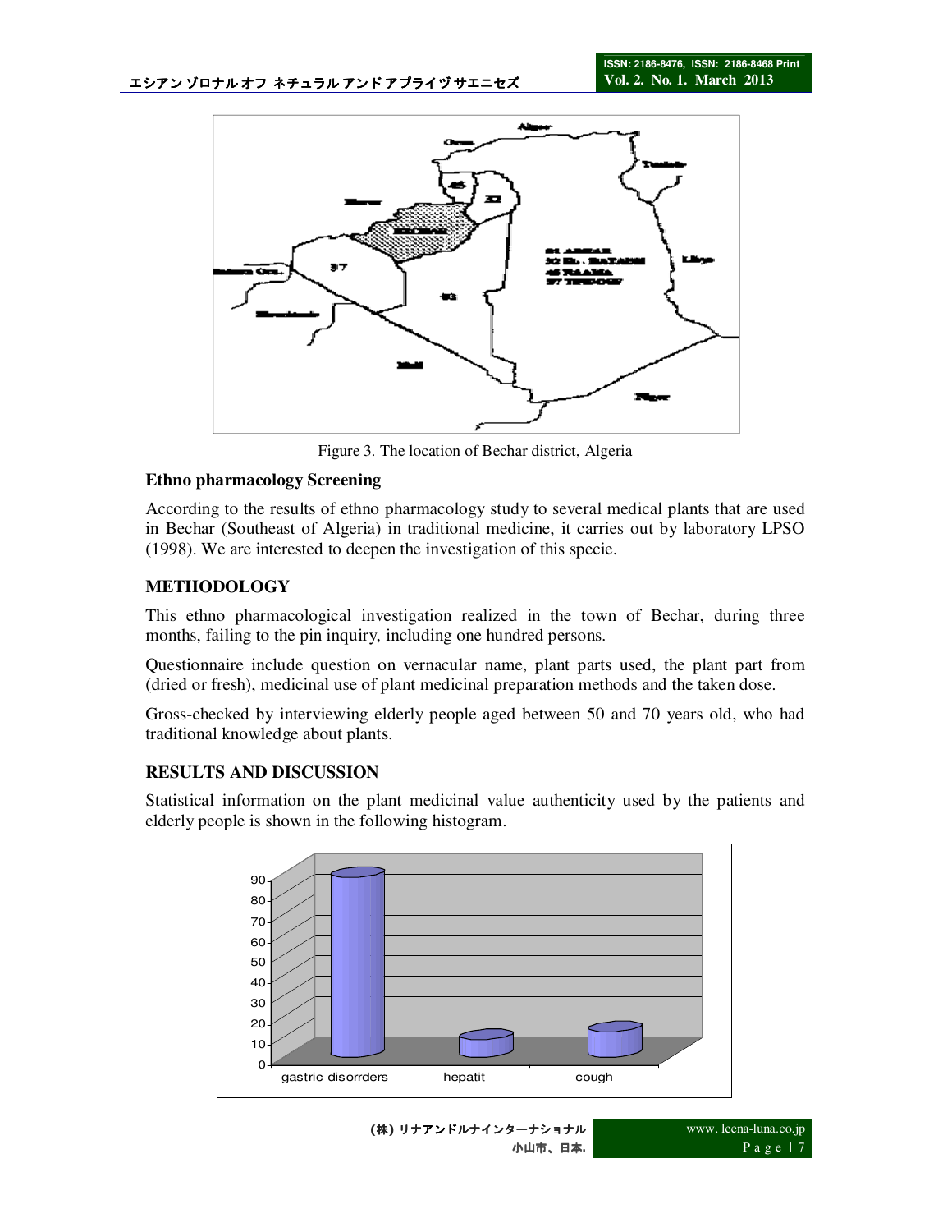Figure 3. The location of Bechar district, Algeria

**Ethno pharmacology Screening**

According to the results of ethno pharmacology study to several medical plants that are used in Bechar (Southeast of Algeria) in traditional medicine, it carries out by laboratory LPSO (1998). We are interested to deepen the investigation of this specie.

## METHODOLOGY

This ethno pharmacological investigation realized in the town of Bechar, during three months, failing to the pin inquiry, including one hundred persons.

Questionnaire include question on vernacular name, plant parts used, the plant part from (dried or fresh), medicinal use of plant medicinal preparation methods and the taken dose.

Gross-checked by interviewing elderly people aged between 50 and 70 years old, who had traditional knowledge about plants.

## RESULTS AND DISCUSSION

Statistical information on the plant medicinal value authenticity used by the patients and elderly people is shown in the following histogram.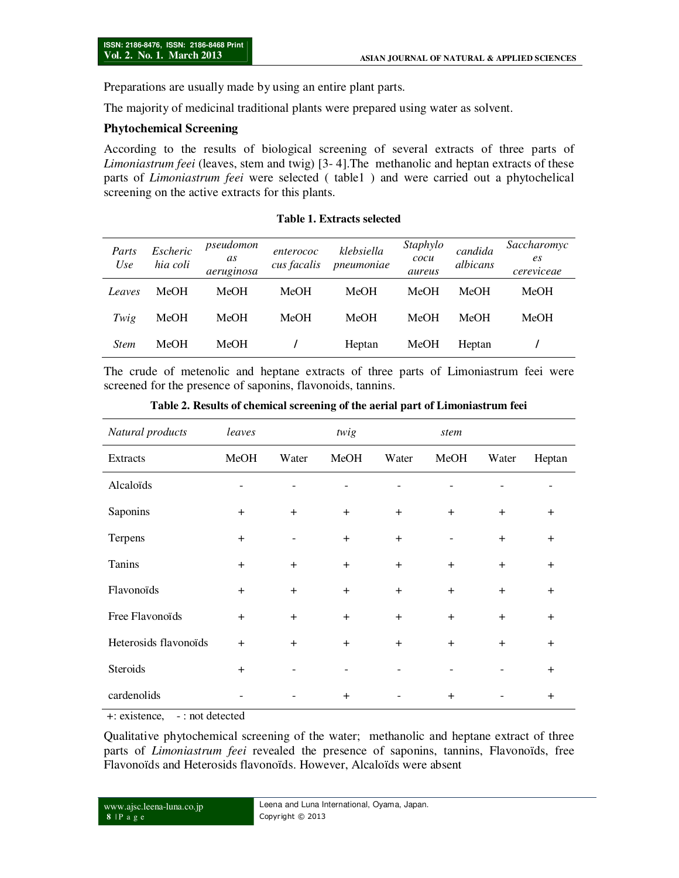Preparations are usually made by using an entire plant parts.

The majority of medicinal traditional plants were prepared using water as solvent.

**Phytochemical Screening**

According to the results of biological screening of several extracts of three parts of *Limoniastrum feei* (leaves, stem and twig) [3- 4].The methanolic and heptan extracts of these parts of *Limoniastrum feei* were selected ( table1 ) and were carried out a phytochelical screening on the active extracts for this plants.

**Table 1. Extracts selected**

| *Parts Use* | *Escherichia coli* | *pseudomonas aeruginosa* | *enterococcus facalis* | *klebsiella pneumoniae* | *Staphylococu aureus* | *candida albicans* | *Saccharomyces cereviceae* |
|---|---|---|---|---|---|---|---|
| *Leaves* | MeOH | MeOH | MeOH | MeOH | MeOH | MeOH | MeOH |
| *Twig* | MeOH | MeOH | MeOH | MeOH | MeOH | MeOH | MeOH |
| *Stem* | MeOH | MeOH | / | Heptan | MeOH | Heptan | / |

The crude of metenolic and heptane extracts of three parts of Limoniastrum feei were screened for the presence of saponins, flavonoids, tannins.

**Table 2. Results of chemical screening of the aerial part of Limoniastrum feei**

| *Natural products* | *leaves* | | *twig* | | *stem* | | |
|---|---|---|---|---|---|---|---|
| Extracts | MeOH | Water | MeOH | Water | MeOH | Water | Heptan |
| Alcaloïds | - | - | - | - | - | - | - |
| Saponins | + | + | + | + | + | + | + |
| Terpens | + | - | + | + | - | + | + |
| Tanins | + | + | + | + | + | + | + |
| Flavonoïds | + | + | + | + | + | + | + |
| Free Flavonoïds | + | + | + | + | + | + | + |
| Heterosids flavonoïds | + | + | + | + | + | + | + |
| Steroids | + | - | - | - | - | - | + |
| cardenolids | - | - | + | - | + | - | + |

+: existence, - : not detected

Qualitative phytochemical screening of the water; methanolic and heptane extract of three parts of *Limoniastrum feei* revealed the presence of saponins, tannins, Flavonoïds, free Flavonoïds and Heterosids flavonoïds. However, Alcaloïds were absent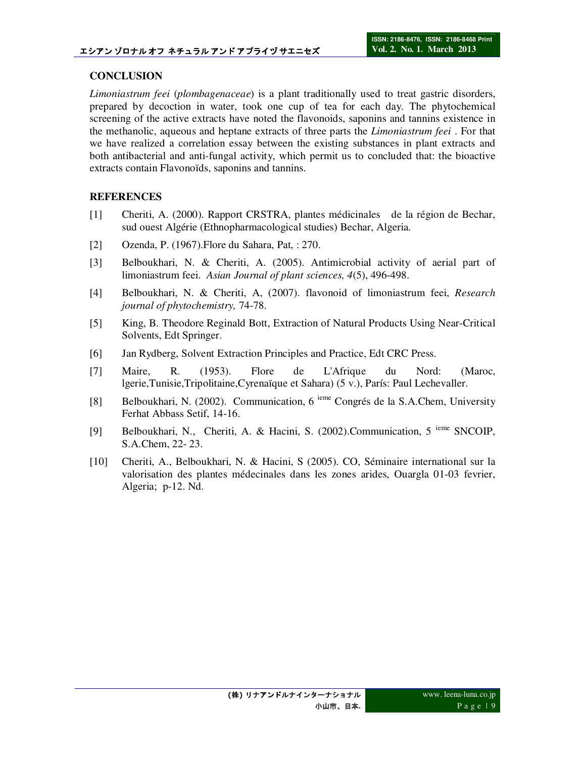## CONCLUSION

*Limoniastrum feei* (*plombagenaceae*) is a plant traditionally used to treat gastric disorders, prepared by decoction in water, took one cup of tea for each day. The phytochemical screening of the active extracts have noted the flavonoids, saponins and tannins existence in the methanolic, aqueous and heptane extracts of three parts the *Limoniastrum feei* . For that we have realized a correlation essay between the existing substances in plant extracts and both antibacterial and anti-fungal activity, which permit us to concluded that: the bioactive extracts contain Flavonoïds, saponins and tannins.

## REFERENCES

[1] Cheriti, A. (2000). Rapport CRSTRA, plantes médicinales de la région de Bechar, sud ouest Algérie (Ethnopharmacological studies) Bechar, Algeria.

[2] Ozenda, P. (1967).Flore du Sahara, Pat, : 270.

[3] Belboukhari, N. & Cheriti, A. (2005). Antimicrobial activity of aerial part of limoniastrum feei. *Asian Journal of plant sciences, 4*(5), 496-498.

[4] Belboukhari, N. & Cheriti, A, (2007). flavonoid of limoniastrum feei, *Research journal of phytochemistry,* 74-78.

[5] King, B. Theodore Reginald Bott, Extraction of Natural Products Using Near-Critical Solvents, Edt Springer.

[6] Jan Rydberg, Solvent Extraction Principles and Practice, Edt CRC Press.

[7] Maire, R. (1953). Flore de L'Afrique du Nord: (Maroc, lgerie,Tunisie,Tripolitaine,Cyrenaïque et Sahara) (5 v.), Parίs: Paul Lechevaller.

[8] Belboukhari, N. (2002). Communication, 6 ieme Congrés de la S.A.Chem, University Ferhat Abbass Setif, 14-16.

[9] Belboukhari, N., Cheriti, A. & Hacini, S. (2002).Communication, 5 ieme SNCOIP, S.A.Chem, 22- 23.

[10] Cheriti, A., Belboukhari, N. & Hacini, S (2005). CO, Séminaire international sur la valorisation des plantes médecinales dans les zones arides, Ouargla 01-03 fevrier, Algeria; p-12. Nd.